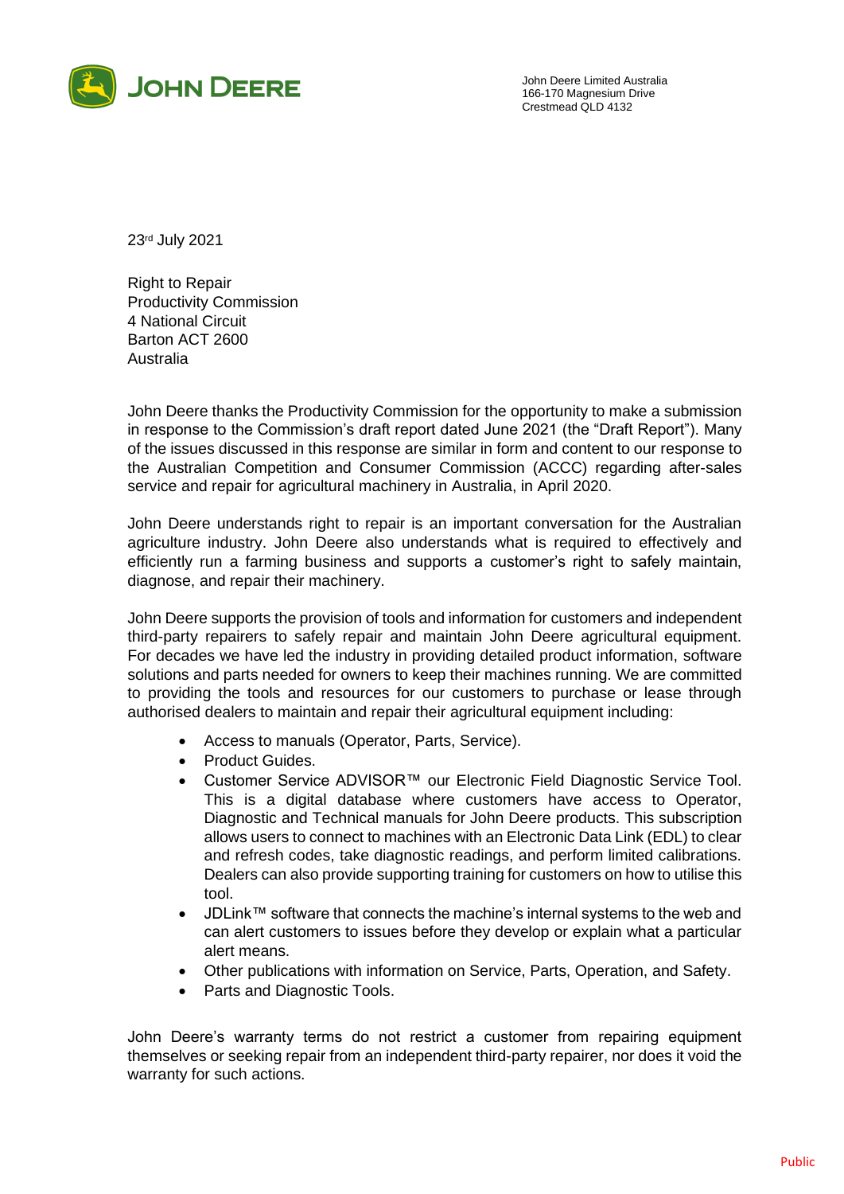John Deere Limited Australia
166-170 Magnesium Drive
Crestmead QLD 4132

23rd July 2021

Right to Repair
Productivity Commission
4 National Circuit
Barton ACT 2600
Australia

John Deere thanks the Productivity Commission for the opportunity to make a submission in response to the Commission's draft report dated June 2021 (the "Draft Report"). Many of the issues discussed in this response are similar in form and content to our response to the Australian Competition and Consumer Commission (ACCC) regarding after-sales service and repair for agricultural machinery in Australia, in April 2020.

John Deere understands right to repair is an important conversation for the Australian agriculture industry. John Deere also understands what is required to effectively and efficiently run a farming business and supports a customer's right to safely maintain, diagnose, and repair their machinery.

John Deere supports the provision of tools and information for customers and independent third-party repairers to safely repair and maintain John Deere agricultural equipment. For decades we have led the industry in providing detailed product information, software solutions and parts needed for owners to keep their machines running. We are committed to providing the tools and resources for our customers to purchase or lease through authorised dealers to maintain and repair their agricultural equipment including:

- Access to manuals (Operator, Parts, Service).
- Product Guides.
- Customer Service ADVISOR™ our Electronic Field Diagnostic Service Tool. This is a digital database where customers have access to Operator, Diagnostic and Technical manuals for John Deere products. This subscription allows users to connect to machines with an Electronic Data Link (EDL) to clear and refresh codes, take diagnostic readings, and perform limited calibrations. Dealers can also provide supporting training for customers on how to utilise this tool.
- JDLink™ software that connects the machine's internal systems to the web and can alert customers to issues before they develop or explain what a particular alert means.
- Other publications with information on Service, Parts, Operation, and Safety.
- Parts and Diagnostic Tools.

John Deere's warranty terms do not restrict a customer from repairing equipment themselves or seeking repair from an independent third-party repairer, nor does it void the warranty for such actions.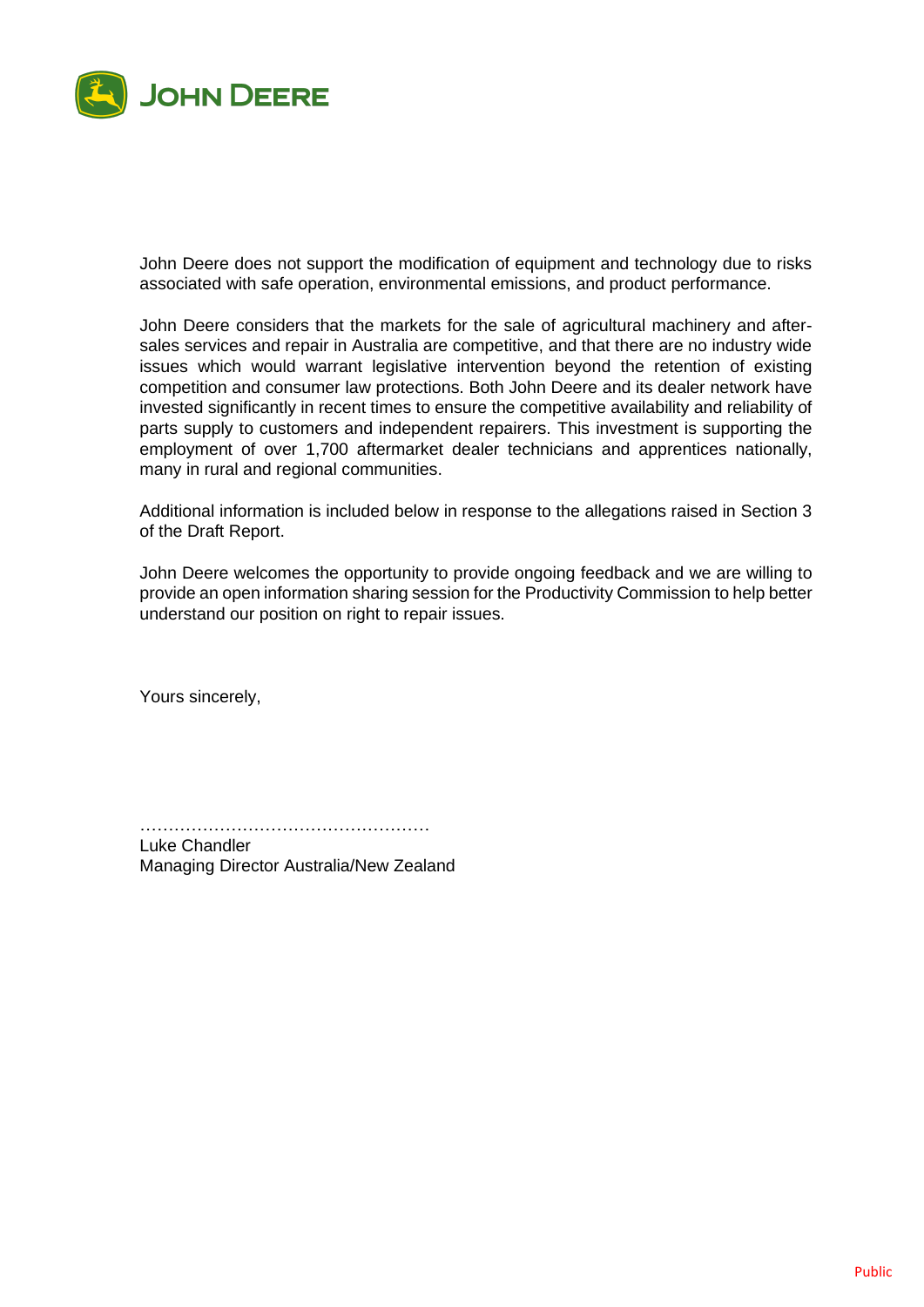John Deere does not support the modification of equipment and technology due to risks associated with safe operation, environmental emissions, and product performance.

John Deere considers that the markets for the sale of agricultural machinery and after-sales services and repair in Australia are competitive, and that there are no industry wide issues which would warrant legislative intervention beyond the retention of existing competition and consumer law protections. Both John Deere and its dealer network have invested significantly in recent times to ensure the competitive availability and reliability of parts supply to customers and independent repairers. This investment is supporting the employment of over 1,700 aftermarket dealer technicians and apprentices nationally, many in rural and regional communities.

Additional information is included below in response to the allegations raised in Section 3 of the Draft Report.

John Deere welcomes the opportunity to provide ongoing feedback and we are willing to provide an open information sharing session for the Productivity Commission to help better understand our position on right to repair issues.

Yours sincerely,

……………………………………………

Luke Chandler
Managing Director Australia/New Zealand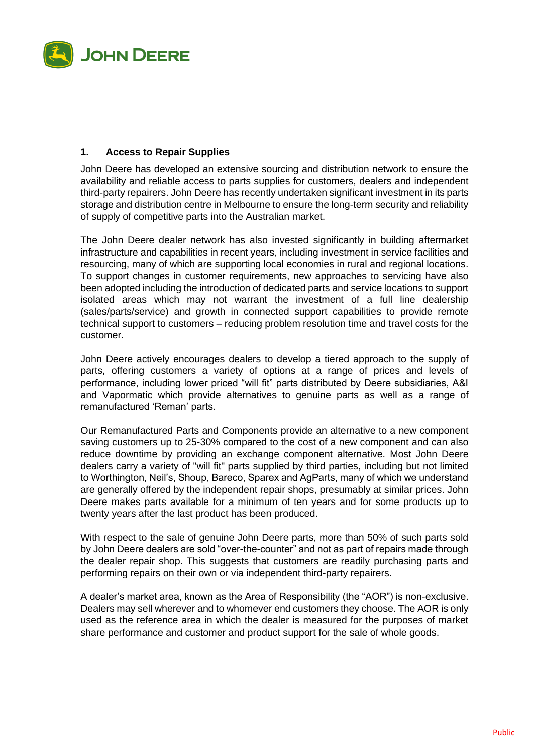## 1. Access to Repair Supplies

John Deere has developed an extensive sourcing and distribution network to ensure the availability and reliable access to parts supplies for customers, dealers and independent third-party repairers. John Deere has recently undertaken significant investment in its parts storage and distribution centre in Melbourne to ensure the long-term security and reliability of supply of competitive parts into the Australian market.

The John Deere dealer network has also invested significantly in building aftermarket infrastructure and capabilities in recent years, including investment in service facilities and resourcing, many of which are supporting local economies in rural and regional locations. To support changes in customer requirements, new approaches to servicing have also been adopted including the introduction of dedicated parts and service locations to support isolated areas which may not warrant the investment of a full line dealership (sales/parts/service) and growth in connected support capabilities to provide remote technical support to customers – reducing problem resolution time and travel costs for the customer.

John Deere actively encourages dealers to develop a tiered approach to the supply of parts, offering customers a variety of options at a range of prices and levels of performance, including lower priced "will fit" parts distributed by Deere subsidiaries, A&I and Vapormatic which provide alternatives to genuine parts as well as a range of remanufactured 'Reman' parts.

Our Remanufactured Parts and Components provide an alternative to a new component saving customers up to 25-30% compared to the cost of a new component and can also reduce downtime by providing an exchange component alternative. Most John Deere dealers carry a variety of "will fit" parts supplied by third parties, including but not limited to Worthington, Neil's, Shoup, Bareco, Sparex and AgParts, many of which we understand are generally offered by the independent repair shops, presumably at similar prices. John Deere makes parts available for a minimum of ten years and for some products up to twenty years after the last product has been produced.

With respect to the sale of genuine John Deere parts, more than 50% of such parts sold by John Deere dealers are sold "over-the-counter" and not as part of repairs made through the dealer repair shop. This suggests that customers are readily purchasing parts and performing repairs on their own or via independent third-party repairers.

A dealer's market area, known as the Area of Responsibility (the "AOR") is non-exclusive. Dealers may sell wherever and to whomever end customers they choose. The AOR is only used as the reference area in which the dealer is measured for the purposes of market share performance and customer and product support for the sale of whole goods.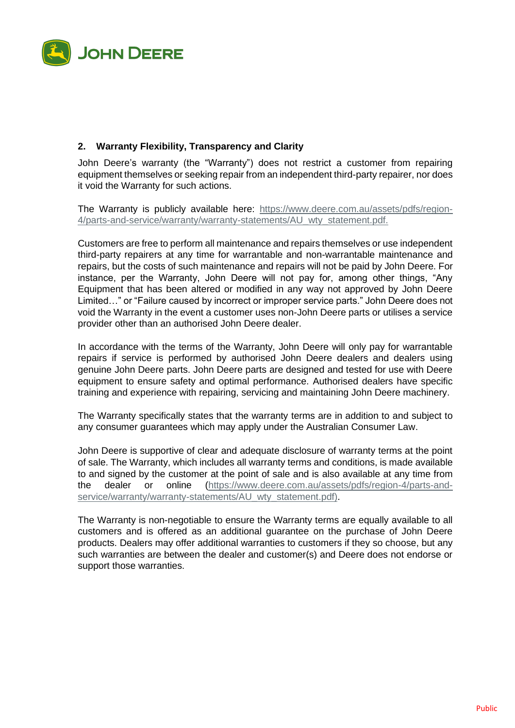## 2. Warranty Flexibility, Transparency and Clarity

John Deere's warranty (the "Warranty") does not restrict a customer from repairing equipment themselves or seeking repair from an independent third-party repairer, nor does it void the Warranty for such actions.

The Warranty is publicly available here: https://www.deere.com.au/assets/pdfs/region-4/parts-and-service/warranty/warranty-statements/AU_wty_statement.pdf.

Customers are free to perform all maintenance and repairs themselves or use independent third-party repairers at any time for warrantable and non-warrantable maintenance and repairs, but the costs of such maintenance and repairs will not be paid by John Deere. For instance, per the Warranty, John Deere will not pay for, among other things, "Any Equipment that has been altered or modified in any way not approved by John Deere Limited…" or "Failure caused by incorrect or improper service parts." John Deere does not void the Warranty in the event a customer uses non-John Deere parts or utilises a service provider other than an authorised John Deere dealer.

In accordance with the terms of the Warranty, John Deere will only pay for warrantable repairs if service is performed by authorised John Deere dealers and dealers using genuine John Deere parts. John Deere parts are designed and tested for use with Deere equipment to ensure safety and optimal performance. Authorised dealers have specific training and experience with repairing, servicing and maintaining John Deere machinery.

The Warranty specifically states that the warranty terms are in addition to and subject to any consumer guarantees which may apply under the Australian Consumer Law.

John Deere is supportive of clear and adequate disclosure of warranty terms at the point of sale. The Warranty, which includes all warranty terms and conditions, is made available to and signed by the customer at the point of sale and is also available at any time from the dealer or online (https://www.deere.com.au/assets/pdfs/region-4/parts-and-service/warranty/warranty-statements/AU_wty_statement.pdf).

The Warranty is non-negotiable to ensure the Warranty terms are equally available to all customers and is offered as an additional guarantee on the purchase of John Deere products. Dealers may offer additional warranties to customers if they so choose, but any such warranties are between the dealer and customer(s) and Deere does not endorse or support those warranties.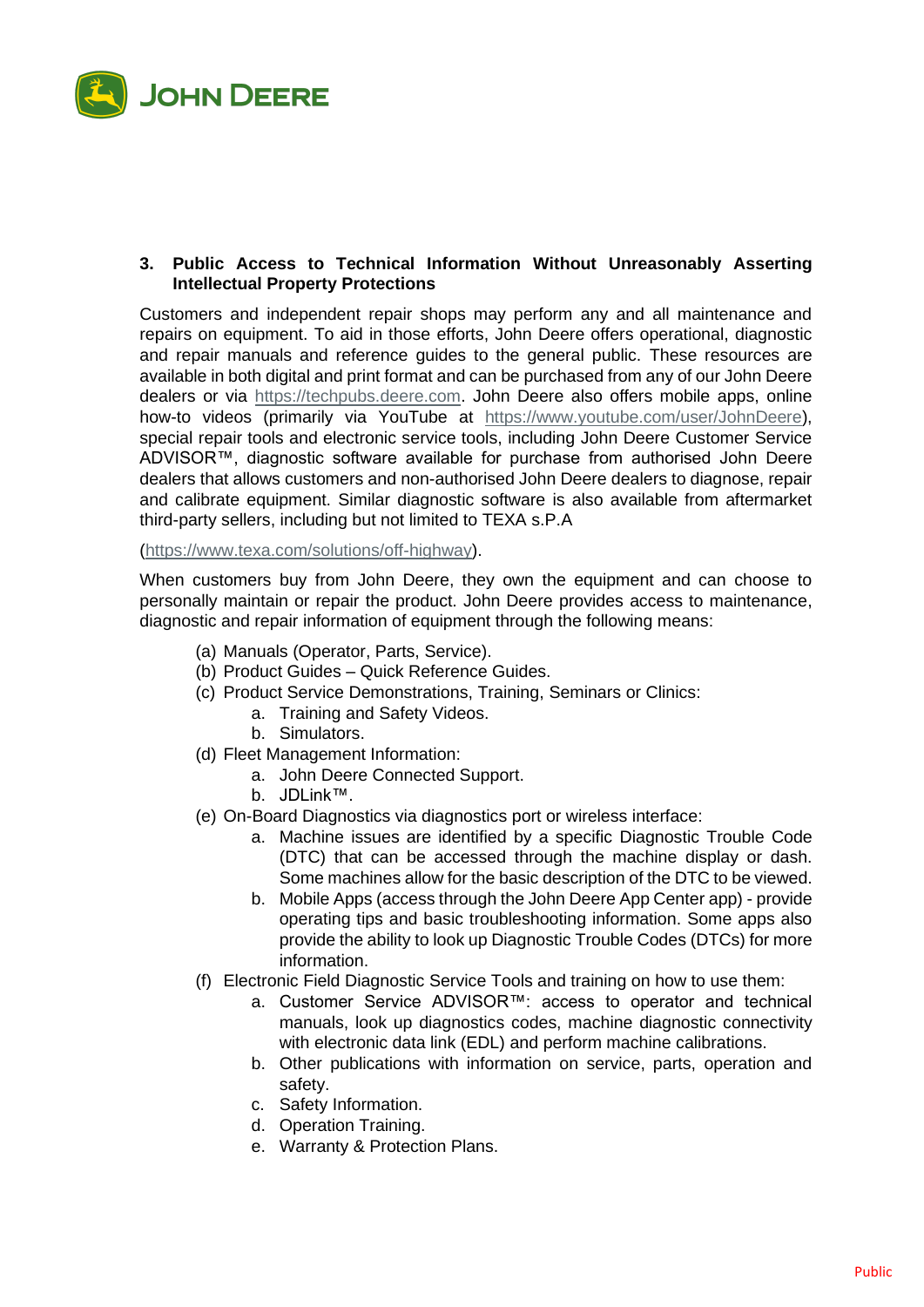### 3. Public Access to Technical Information Without Unreasonably Asserting Intellectual Property Protections

Customers and independent repair shops may perform any and all maintenance and repairs on equipment. To aid in those efforts, John Deere offers operational, diagnostic and repair manuals and reference guides to the general public. These resources are available in both digital and print format and can be purchased from any of our John Deere dealers or via https://techpubs.deere.com. John Deere also offers mobile apps, online how-to videos (primarily via YouTube at https://www.youtube.com/user/JohnDeere), special repair tools and electronic service tools, including John Deere Customer Service ADVISOR™, diagnostic software available for purchase from authorised John Deere dealers that allows customers and non-authorised John Deere dealers to diagnose, repair and calibrate equipment. Similar diagnostic software is also available from aftermarket third-party sellers, including but not limited to TEXA s.P.A

(https://www.texa.com/solutions/off-highway).

When customers buy from John Deere, they own the equipment and can choose to personally maintain or repair the product. John Deere provides access to maintenance, diagnostic and repair information of equipment through the following means:

- (a) Manuals (Operator, Parts, Service).
- (b) Product Guides – Quick Reference Guides.
- (c) Product Service Demonstrations, Training, Seminars or Clinics:
  - a. Training and Safety Videos.
  - b. Simulators.
- (d) Fleet Management Information:
  - a. John Deere Connected Support.
  - b. JDLink™.
- (e) On-Board Diagnostics via diagnostics port or wireless interface:
  - a. Machine issues are identified by a specific Diagnostic Trouble Code (DTC) that can be accessed through the machine display or dash. Some machines allow for the basic description of the DTC to be viewed.
  - b. Mobile Apps (access through the John Deere App Center app) - provide operating tips and basic troubleshooting information. Some apps also provide the ability to look up Diagnostic Trouble Codes (DTCs) for more information.
- (f) Electronic Field Diagnostic Service Tools and training on how to use them:
  - a. Customer Service ADVISOR™: access to operator and technical manuals, look up diagnostics codes, machine diagnostic connectivity with electronic data link (EDL) and perform machine calibrations.
  - b. Other publications with information on service, parts, operation and safety.
  - c. Safety Information.
  - d. Operation Training.
  - e. Warranty & Protection Plans.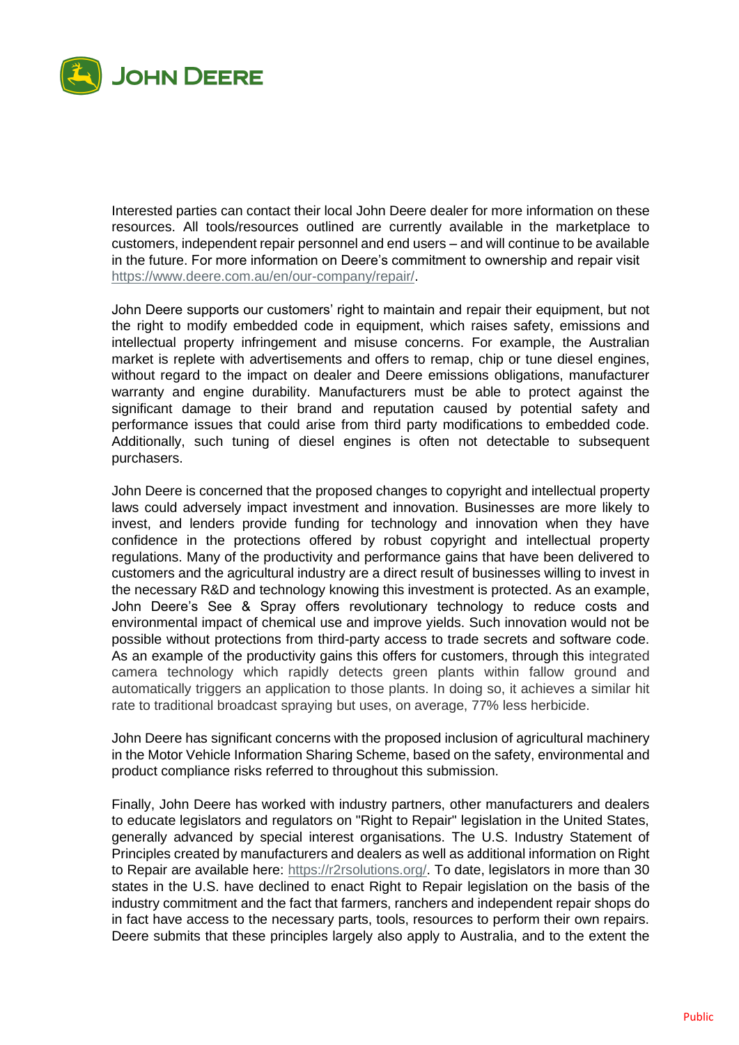Interested parties can contact their local John Deere dealer for more information on these resources. All tools/resources outlined are currently available in the marketplace to customers, independent repair personnel and end users – and will continue to be available in the future. For more information on Deere's commitment to ownership and repair visit https://www.deere.com.au/en/our-company/repair/.

John Deere supports our customers' right to maintain and repair their equipment, but not the right to modify embedded code in equipment, which raises safety, emissions and intellectual property infringement and misuse concerns. For example, the Australian market is replete with advertisements and offers to remap, chip or tune diesel engines, without regard to the impact on dealer and Deere emissions obligations, manufacturer warranty and engine durability. Manufacturers must be able to protect against the significant damage to their brand and reputation caused by potential safety and performance issues that could arise from third party modifications to embedded code. Additionally, such tuning of diesel engines is often not detectable to subsequent purchasers.

John Deere is concerned that the proposed changes to copyright and intellectual property laws could adversely impact investment and innovation. Businesses are more likely to invest, and lenders provide funding for technology and innovation when they have confidence in the protections offered by robust copyright and intellectual property regulations. Many of the productivity and performance gains that have been delivered to customers and the agricultural industry are a direct result of businesses willing to invest in the necessary R&D and technology knowing this investment is protected. As an example, John Deere's See & Spray offers revolutionary technology to reduce costs and environmental impact of chemical use and improve yields. Such innovation would not be possible without protections from third-party access to trade secrets and software code. As an example of the productivity gains this offers for customers, through this integrated camera technology which rapidly detects green plants within fallow ground and automatically triggers an application to those plants. In doing so, it achieves a similar hit rate to traditional broadcast spraying but uses, on average, 77% less herbicide.

John Deere has significant concerns with the proposed inclusion of agricultural machinery in the Motor Vehicle Information Sharing Scheme, based on the safety, environmental and product compliance risks referred to throughout this submission.

Finally, John Deere has worked with industry partners, other manufacturers and dealers to educate legislators and regulators on "Right to Repair" legislation in the United States, generally advanced by special interest organisations. The U.S. Industry Statement of Principles created by manufacturers and dealers as well as additional information on Right to Repair are available here: https://r2rsolutions.org/. To date, legislators in more than 30 states in the U.S. have declined to enact Right to Repair legislation on the basis of the industry commitment and the fact that farmers, ranchers and independent repair shops do in fact have access to the necessary parts, tools, resources to perform their own repairs. Deere submits that these principles largely also apply to Australia, and to the extent the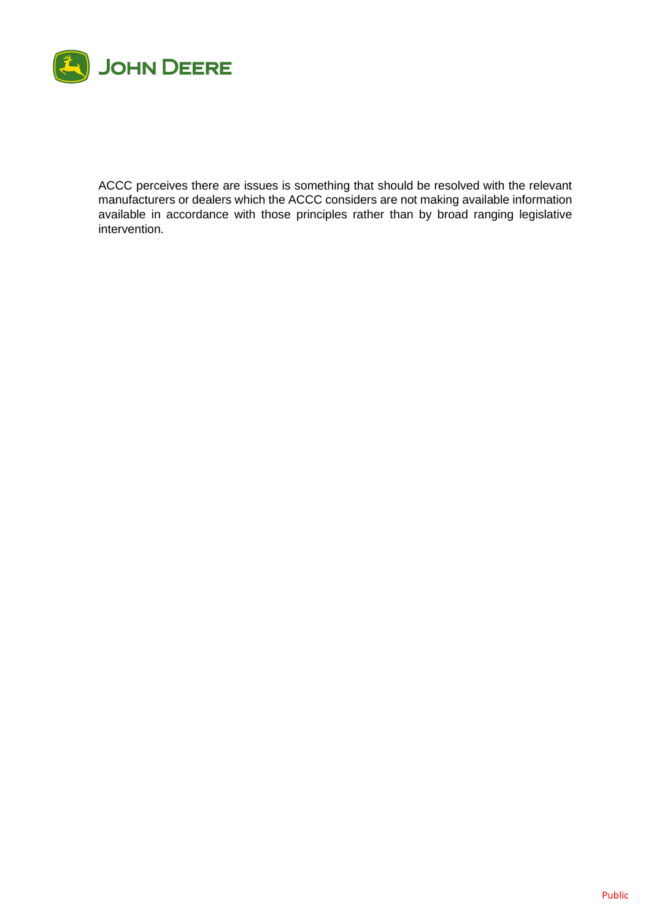ACCC perceives there are issues is something that should be resolved with the relevant manufacturers or dealers which the ACCC considers are not making available information available in accordance with those principles rather than by broad ranging legislative intervention.